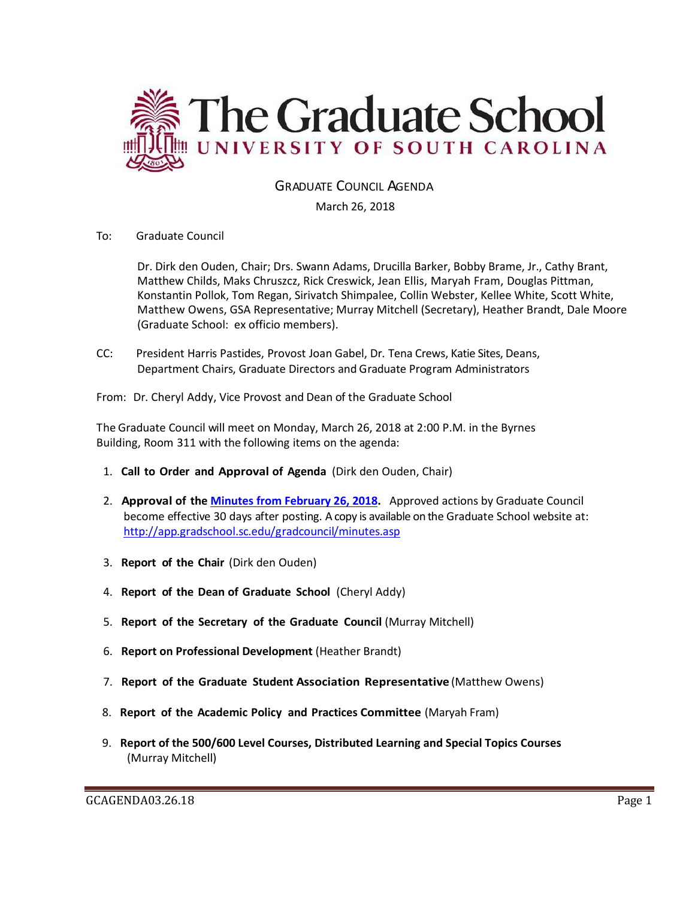# The Graduate School

## UNIVERSITY OF SOUTH CAROLINA

### GRADUATE COUNCIL AGENDA

March 26, 2018

To: Graduate Council

Dr. Dirk den Ouden, Chair; Drs. Swann Adams, Drucilla Barker, Bobby Brame, Jr., Cathy Brant, Matthew Childs, Maks Chruszcz, Rick Creswick, Jean Ellis, Maryah Fram, Douglas Pittman, Konstantin Pollok, Tom Regan, Sirivatch Shimpalee, Collin Webster, Kellee White, Scott White, Matthew Owens, GSA Representative; Murray Mitchell (Secretary), Heather Brandt, Dale Moore (Graduate School: ex officio members).

CC: President Harris Pastides, Provost Joan Gabel, Dr. Tena Crews, Katie Sites, Deans, Department Chairs, Graduate Directors and Graduate Program Administrators

From: Dr. Cheryl Addy, Vice Provost and Dean of the Graduate School

The Graduate Council will meet on Monday, March 26, 2018 at 2:00 P.M. in the Byrnes Building, Room 311 with the following items on the agenda:

1. **Call to Order and Approval of Agenda** (Dirk den Ouden, Chair)
2. **Approval of the [Minutes from February 26, 2018](http://app.gradschool.sc.edu/gradcouncil/minutes.asp).** Approved actions by Graduate Council become effective 30 days after posting. A copy is available on the Graduate School website at: http://app.gradschool.sc.edu/gradcouncil/minutes.asp
3. **Report of the Chair** (Dirk den Ouden)
4. **Report of the Dean of Graduate School** (Cheryl Addy)
5. **Report of the Secretary of the Graduate Council** (Murray Mitchell)
6. **Report on Professional Development** (Heather Brandt)
7. **Report of the Graduate Student Association Representative** (Matthew Owens)
8. **Report of the Academic Policy and Practices Committee** (Maryah Fram)
9. **Report of the 500/600 Level Courses, Distributed Learning and Special Topics Courses** (Murray Mitchell)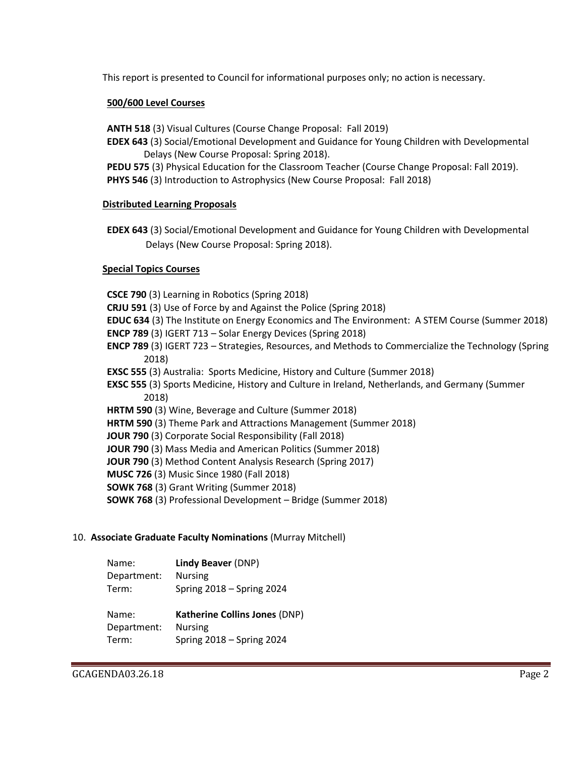This report is presented to Council for informational purposes only; no action is necessary.

**500/600 Level Courses**

**ANTH 518** (3) Visual Cultures (Course Change Proposal: Fall 2019)
**EDEX 643** (3) Social/Emotional Development and Guidance for Young Children with Developmental Delays (New Course Proposal: Spring 2018).
**PEDU 575** (3) Physical Education for the Classroom Teacher (Course Change Proposal: Fall 2019).
**PHYS 546** (3) Introduction to Astrophysics (New Course Proposal: Fall 2018)

**Distributed Learning Proposals**

**EDEX 643** (3) Social/Emotional Development and Guidance for Young Children with Developmental Delays (New Course Proposal: Spring 2018).

**Special Topics Courses**

**CSCE 790** (3) Learning in Robotics (Spring 2018)
**CRJU 591** (3) Use of Force by and Against the Police (Spring 2018)
**EDUC 634** (3) The Institute on Energy Economics and The Environment: A STEM Course (Summer 2018)
**ENCP 789** (3) IGERT 713 – Solar Energy Devices (Spring 2018)
**ENCP 789** (3) IGERT 723 – Strategies, Resources, and Methods to Commercialize the Technology (Spring 2018)
**EXSC 555** (3) Australia: Sports Medicine, History and Culture (Summer 2018)
**EXSC 555** (3) Sports Medicine, History and Culture in Ireland, Netherlands, and Germany (Summer 2018)
**HRTM 590** (3) Wine, Beverage and Culture (Summer 2018)
**HRTM 590** (3) Theme Park and Attractions Management (Summer 2018)
**JOUR 790** (3) Corporate Social Responsibility (Fall 2018)
**JOUR 790** (3) Mass Media and American Politics (Summer 2018)
**JOUR 790** (3) Method Content Analysis Research (Spring 2017)
**MUSC 726** (3) Music Since 1980 (Fall 2018)
**SOWK 768** (3) Grant Writing (Summer 2018)
**SOWK 768** (3) Professional Development – Bridge (Summer 2018)

10. **Associate Graduate Faculty Nominations** (Murray Mitchell)

Name: **Lindy Beaver** (DNP)
Department: Nursing
Term: Spring 2018 – Spring 2024

Name: **Katherine Collins Jones** (DNP)
Department: Nursing
Term: Spring 2018 – Spring 2024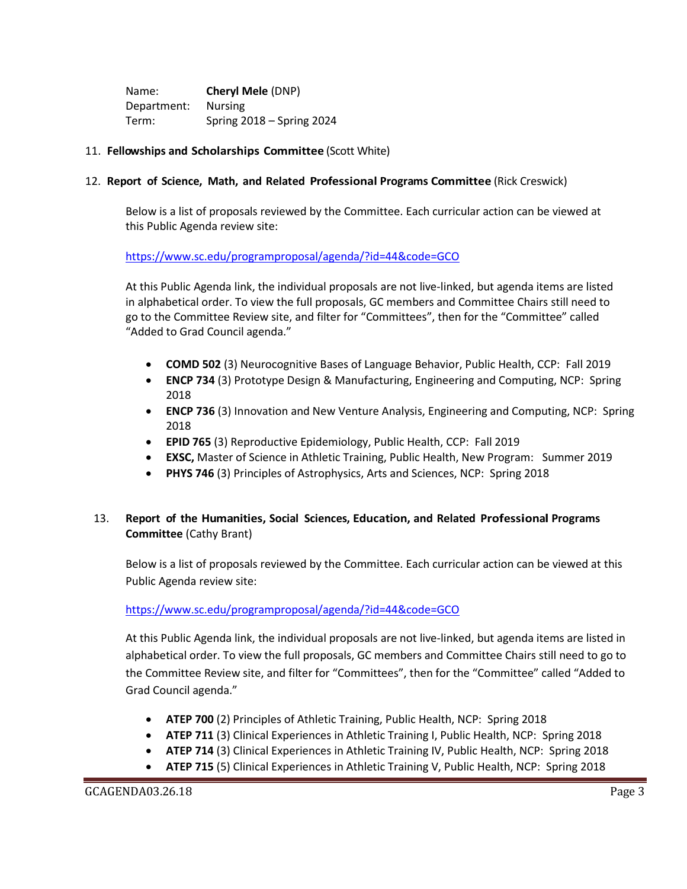Name: **Cheryl Mele** (DNP)
Department: Nursing
Term: Spring 2018 – Spring 2024

11. **Fellowships and Scholarships Committee** (Scott White)

12. **Report of Science, Math, and Related Professional Programs Committee** (Rick Creswick)

Below is a list of proposals reviewed by the Committee. Each curricular action can be viewed at this Public Agenda review site:

https://www.sc.edu/programproposal/agenda/?id=44&code=GCO

At this Public Agenda link, the individual proposals are not live-linked, but agenda items are listed in alphabetical order. To view the full proposals, GC members and Committee Chairs still need to go to the Committee Review site, and filter for "Committees", then for the "Committee" called "Added to Grad Council agenda."

- **COMD 502** (3) Neurocognitive Bases of Language Behavior, Public Health, CCP: Fall 2019
- **ENCP 734** (3) Prototype Design & Manufacturing, Engineering and Computing, NCP: Spring 2018
- **ENCP 736** (3) Innovation and New Venture Analysis, Engineering and Computing, NCP: Spring 2018
- **EPID 765** (3) Reproductive Epidemiology, Public Health, CCP: Fall 2019
- **EXSC,** Master of Science in Athletic Training, Public Health, New Program: Summer 2019
- **PHYS 746** (3) Principles of Astrophysics, Arts and Sciences, NCP: Spring 2018

13. **Report of the Humanities, Social Sciences, Education, and Related Professional Programs Committee** (Cathy Brant)

Below is a list of proposals reviewed by the Committee. Each curricular action can be viewed at this Public Agenda review site:

https://www.sc.edu/programproposal/agenda/?id=44&code=GCO

At this Public Agenda link, the individual proposals are not live-linked, but agenda items are listed in alphabetical order. To view the full proposals, GC members and Committee Chairs still need to go to the Committee Review site, and filter for "Committees", then for the "Committee" called "Added to Grad Council agenda."

- **ATEP 700** (2) Principles of Athletic Training, Public Health, NCP: Spring 2018
- **ATEP 711** (3) Clinical Experiences in Athletic Training I, Public Health, NCP: Spring 2018
- **ATEP 714** (3) Clinical Experiences in Athletic Training IV, Public Health, NCP: Spring 2018
- **ATEP 715** (5) Clinical Experiences in Athletic Training V, Public Health, NCP: Spring 2018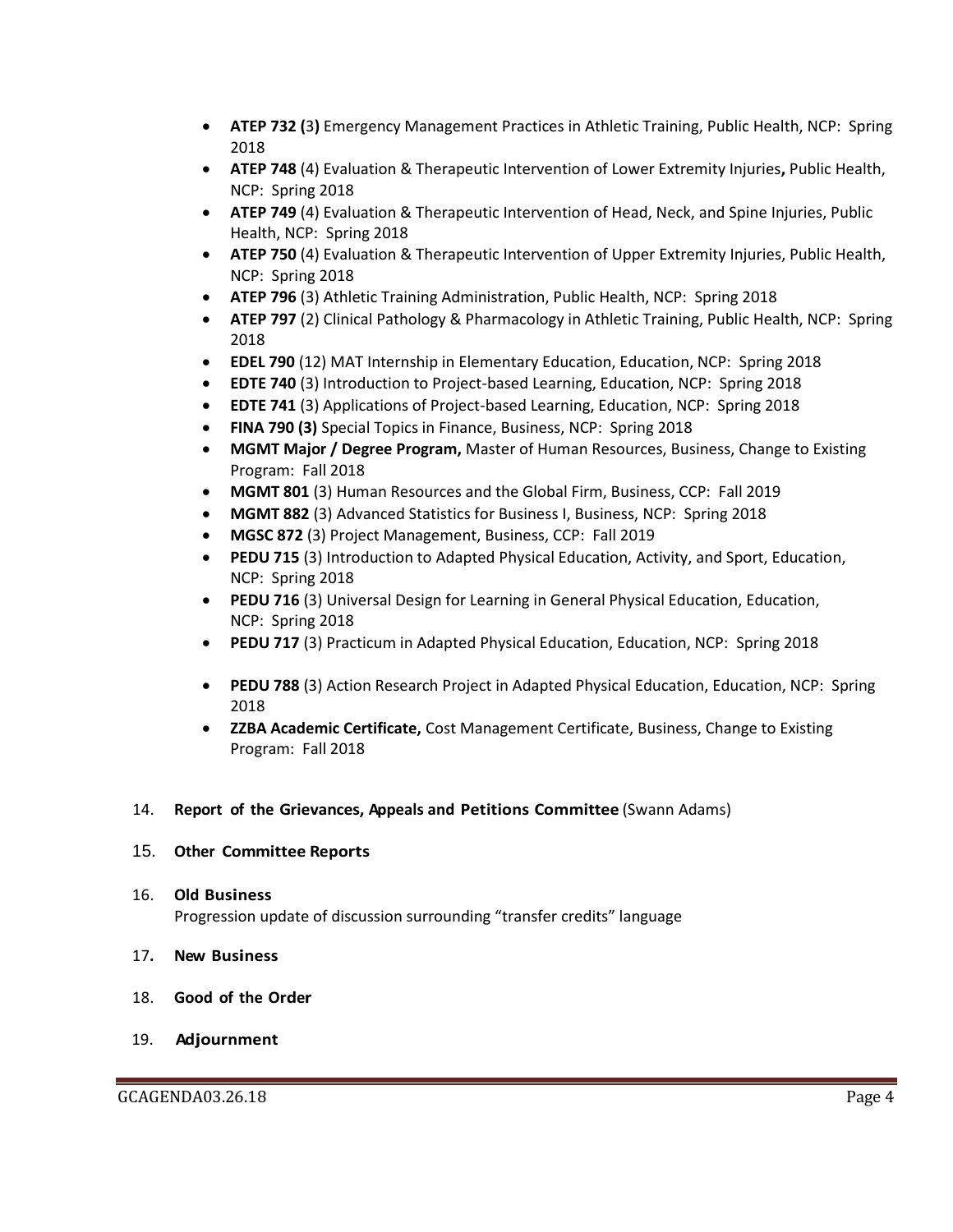- **ATEP 732 (**3**)** Emergency Management Practices in Athletic Training, Public Health, NCP: Spring 2018
- **ATEP 748** (4) Evaluation & Therapeutic Intervention of Lower Extremity Injuries**,** Public Health, NCP: Spring 2018
- **ATEP 749** (4) Evaluation & Therapeutic Intervention of Head, Neck, and Spine Injuries, Public Health, NCP: Spring 2018
- **ATEP 750** (4) Evaluation & Therapeutic Intervention of Upper Extremity Injuries, Public Health, NCP: Spring 2018
- **ATEP 796** (3) Athletic Training Administration, Public Health, NCP: Spring 2018
- **ATEP 797** (2) Clinical Pathology & Pharmacology in Athletic Training, Public Health, NCP: Spring 2018
- **EDEL 790** (12) MAT Internship in Elementary Education, Education, NCP: Spring 2018
- **EDTE 740** (3) Introduction to Project-based Learning, Education, NCP: Spring 2018
- **EDTE 741** (3) Applications of Project-based Learning, Education, NCP: Spring 2018
- **FINA 790 (3)** Special Topics in Finance, Business, NCP: Spring 2018
- **MGMT Major / Degree Program,** Master of Human Resources, Business, Change to Existing Program: Fall 2018
- **MGMT 801** (3) Human Resources and the Global Firm, Business, CCP: Fall 2019
- **MGMT 882** (3) Advanced Statistics for Business I, Business, NCP: Spring 2018
- **MGSC 872** (3) Project Management, Business, CCP: Fall 2019
- **PEDU 715** (3) Introduction to Adapted Physical Education, Activity, and Sport, Education, NCP: Spring 2018
- **PEDU 716** (3) Universal Design for Learning in General Physical Education, Education, NCP: Spring 2018
- **PEDU 717** (3) Practicum in Adapted Physical Education, Education, NCP: Spring 2018
- **PEDU 788** (3) Action Research Project in Adapted Physical Education, Education, NCP: Spring 2018
- **ZZBA Academic Certificate,** Cost Management Certificate, Business, Change to Existing Program: Fall 2018

14. **Report of the Grievances, Appeals and Petitions Committee** (Swann Adams)

15. **Other Committee Reports**

16. **Old Business**
    Progression update of discussion surrounding "transfer credits" language

17. **New Business**

18. **Good of the Order**

19. **Adjournment**